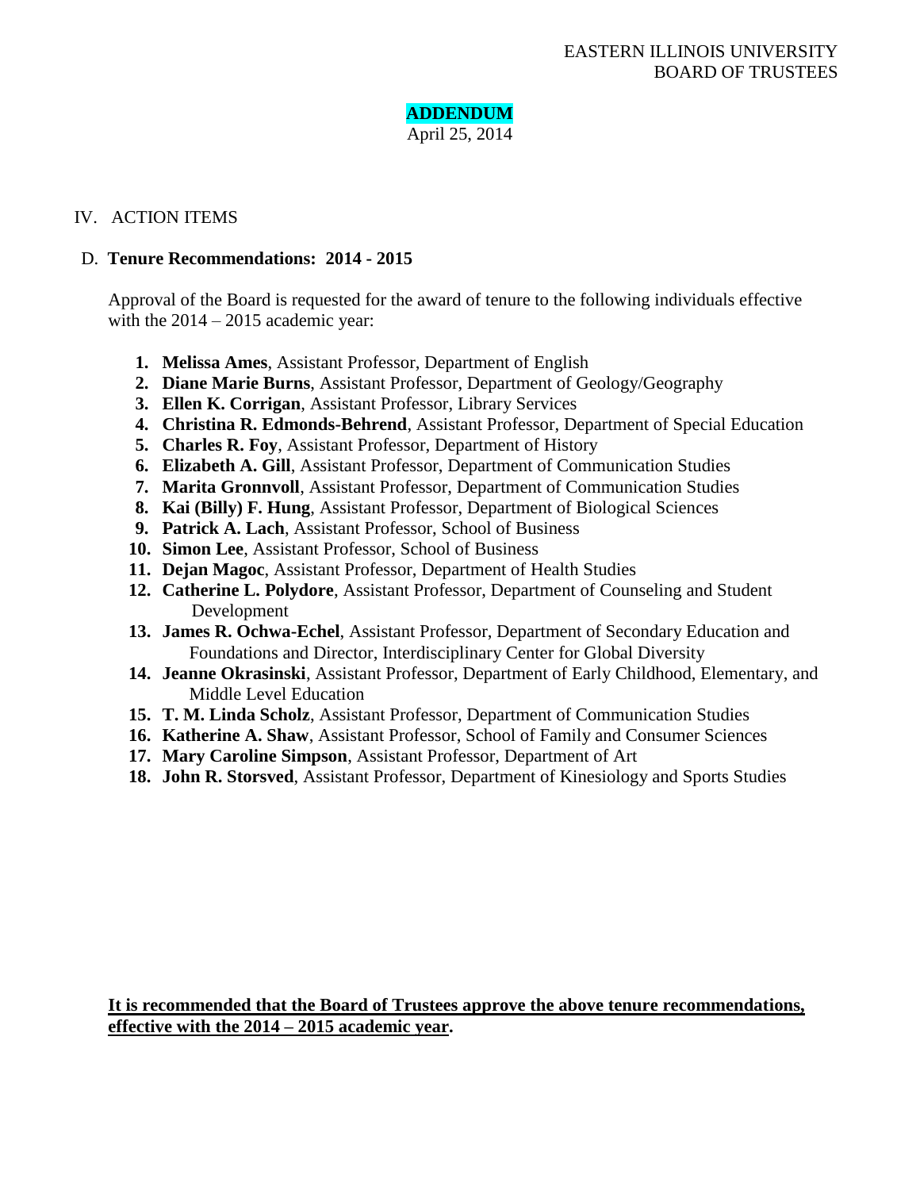EASTERN ILLINOIS UNIVERSITY
BOARD OF TRUSTEES

**ADDENDUM**
April 25, 2014

IV. ACTION ITEMS

D. **Tenure Recommendations: 2014 - 2015**

Approval of the Board is requested for the award of tenure to the following individuals effective with the 2014 – 2015 academic year:

1. **Melissa Ames**, Assistant Professor, Department of English
2. **Diane Marie Burns**, Assistant Professor, Department of Geology/Geography
3. **Ellen K. Corrigan**, Assistant Professor, Library Services
4. **Christina R. Edmonds-Behrend**, Assistant Professor, Department of Special Education
5. **Charles R. Foy**, Assistant Professor, Department of History
6. **Elizabeth A. Gill**, Assistant Professor, Department of Communication Studies
7. **Marita Gronnvoll**, Assistant Professor, Department of Communication Studies
8. **Kai (Billy) F. Hung**, Assistant Professor, Department of Biological Sciences
9. **Patrick A. Lach**, Assistant Professor, School of Business
10. **Simon Lee**, Assistant Professor, School of Business
11. **Dejan Magoc**, Assistant Professor, Department of Health Studies
12. **Catherine L. Polydore**, Assistant Professor, Department of Counseling and Student Development
13. **James R. Ochwa-Echel**, Assistant Professor, Department of Secondary Education and Foundations and Director, Interdisciplinary Center for Global Diversity
14. **Jeanne Okrasinski**, Assistant Professor, Department of Early Childhood, Elementary, and Middle Level Education
15. **T. M. Linda Scholz**, Assistant Professor, Department of Communication Studies
16. **Katherine A. Shaw**, Assistant Professor, School of Family and Consumer Sciences
17. **Mary Caroline Simpson**, Assistant Professor, Department of Art
18. **John R. Storsved**, Assistant Professor, Department of Kinesiology and Sports Studies

**It is recommended that the Board of Trustees approve the above tenure recommendations, effective with the 2014 – 2015 academic year.**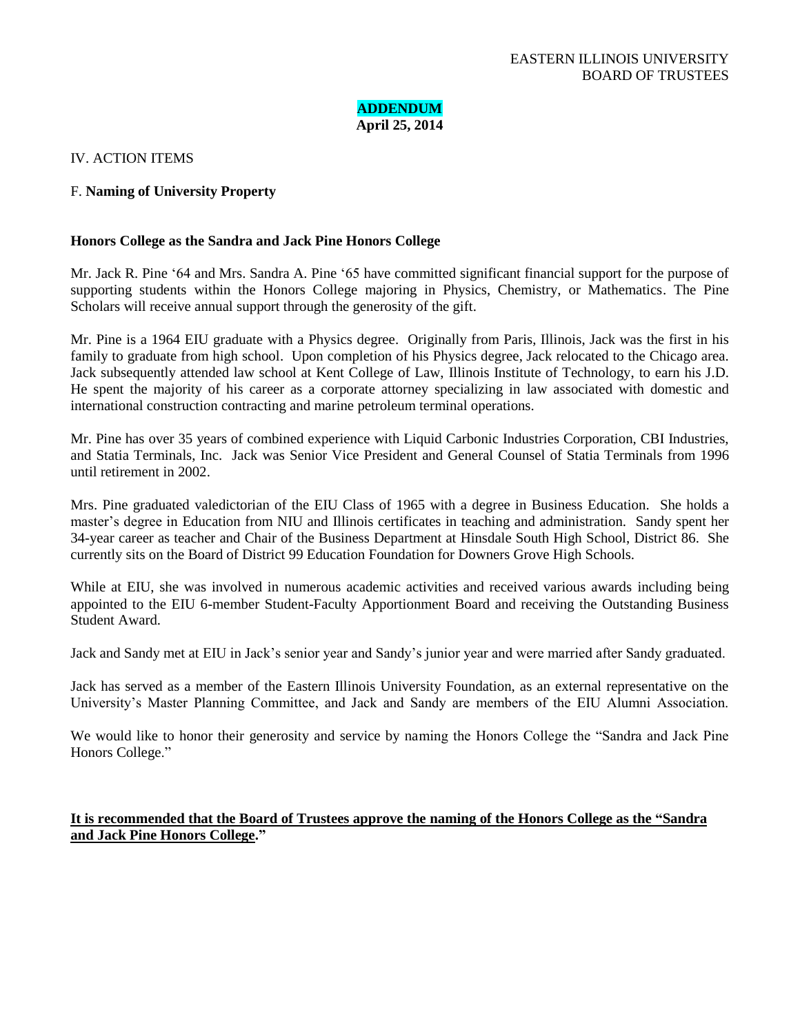EASTERN ILLINOIS UNIVERSITY
BOARD OF TRUSTEES

**ADDENDUM**
**April 25, 2014**

IV. ACTION ITEMS

F. **Naming of University Property**

**Honors College as the Sandra and Jack Pine Honors College**

Mr. Jack R. Pine '64 and Mrs. Sandra A. Pine '65 have committed significant financial support for the purpose of supporting students within the Honors College majoring in Physics, Chemistry, or Mathematics. The Pine Scholars will receive annual support through the generosity of the gift.

Mr. Pine is a 1964 EIU graduate with a Physics degree. Originally from Paris, Illinois, Jack was the first in his family to graduate from high school. Upon completion of his Physics degree, Jack relocated to the Chicago area. Jack subsequently attended law school at Kent College of Law, Illinois Institute of Technology, to earn his J.D. He spent the majority of his career as a corporate attorney specializing in law associated with domestic and international construction contracting and marine petroleum terminal operations.

Mr. Pine has over 35 years of combined experience with Liquid Carbonic Industries Corporation, CBI Industries, and Statia Terminals, Inc. Jack was Senior Vice President and General Counsel of Statia Terminals from 1996 until retirement in 2002.

Mrs. Pine graduated valedictorian of the EIU Class of 1965 with a degree in Business Education. She holds a master's degree in Education from NIU and Illinois certificates in teaching and administration. Sandy spent her 34-year career as teacher and Chair of the Business Department at Hinsdale South High School, District 86. She currently sits on the Board of District 99 Education Foundation for Downers Grove High Schools.

While at EIU, she was involved in numerous academic activities and received various awards including being appointed to the EIU 6-member Student-Faculty Apportionment Board and receiving the Outstanding Business Student Award.

Jack and Sandy met at EIU in Jack's senior year and Sandy's junior year and were married after Sandy graduated.

Jack has served as a member of the Eastern Illinois University Foundation, as an external representative on the University's Master Planning Committee, and Jack and Sandy are members of the EIU Alumni Association.

We would like to honor their generosity and service by naming the Honors College the "Sandra and Jack Pine Honors College."

**It is recommended that the Board of Trustees approve the naming of the Honors College as the "Sandra and Jack Pine Honors College."**